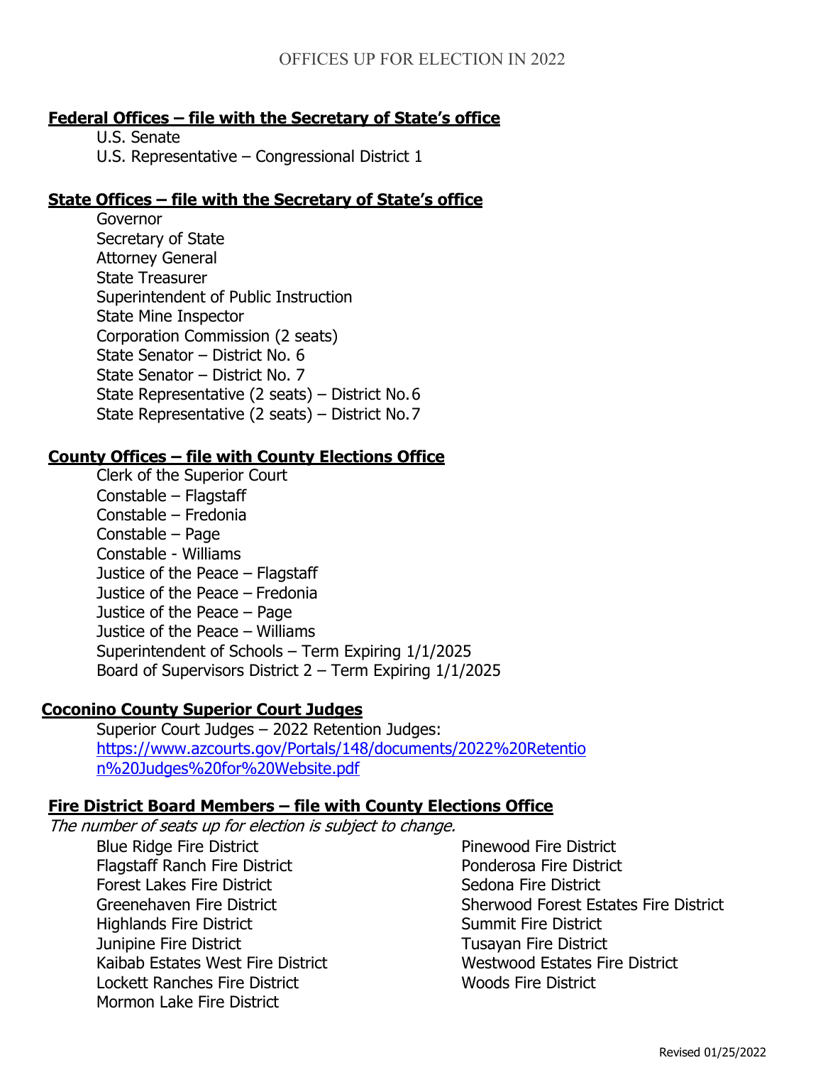# OFFICES UP FOR ELECTION IN 2022

## Federal Offices – file with the Secretary of State's office

- U.S. Senate
- U.S. Representative – Congressional District 1

## State Offices – file with the Secretary of State's office

- Governor
- Secretary of State
- Attorney General
- State Treasurer
- Superintendent of Public Instruction
- State Mine Inspector
- Corporation Commission (2 seats)
- State Senator – District No. 6
- State Senator – District No. 7
- State Representative (2 seats) – District No. 6
- State Representative (2 seats) – District No. 7

## County Offices – file with County Elections Office

- Clerk of the Superior Court
- Constable – Flagstaff
- Constable – Fredonia
- Constable – Page
- Constable - Williams
- Justice of the Peace – Flagstaff
- Justice of the Peace – Fredonia
- Justice of the Peace – Page
- Justice of the Peace – Williams
- Superintendent of Schools – Term Expiring 1/1/2025
- Board of Supervisors District 2 – Term Expiring 1/1/2025

## Coconino County Superior Court Judges

Superior Court Judges – 2022 Retention Judges:
https://www.azcourts.gov/Portals/148/documents/2022%20Retention%20Judges%20for%20Website.pdf

## Fire District Board Members – file with County Elections Office

*The number of seats up for election is subject to change.*

- Blue Ridge Fire District
- Flagstaff Ranch Fire District
- Forest Lakes Fire District
- Greenehaven Fire District
- Highlands Fire District
- Junipine Fire District
- Kaibab Estates West Fire District
- Lockett Ranches Fire District
- Mormon Lake Fire District
- Pinewood Fire District
- Ponderosa Fire District
- Sedona Fire District
- Sherwood Forest Estates Fire District
- Summit Fire District
- Tusayan Fire District
- Westwood Estates Fire District
- Woods Fire District

Revised 01/25/2022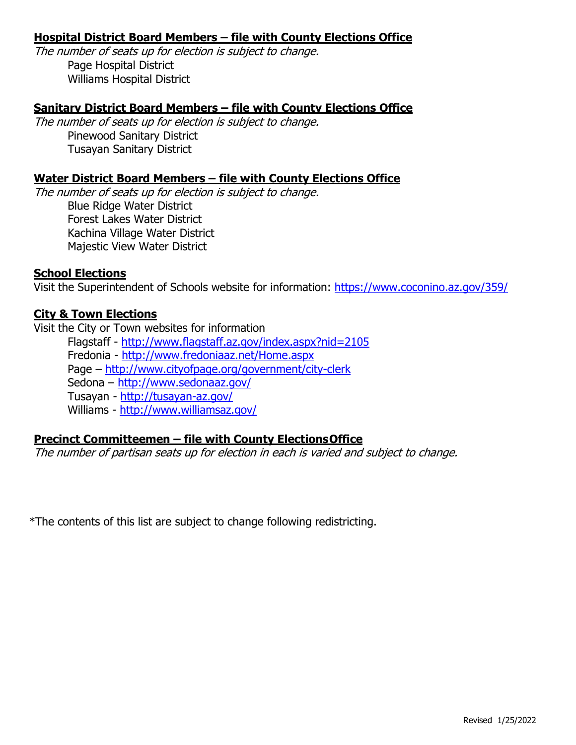**Hospital District Board Members – file with County Elections Office**

*The number of seats up for election is subject to change.*

- Page Hospital District
- Williams Hospital District

**Sanitary District Board Members – file with County Elections Office**

*The number of seats up for election is subject to change.*

- Pinewood Sanitary District
- Tusayan Sanitary District

**Water District Board Members – file with County Elections Office**

*The number of seats up for election is subject to change.*

- Blue Ridge Water District
- Forest Lakes Water District
- Kachina Village Water District
- Majestic View Water District

**School Elections**

Visit the Superintendent of Schools website for information: https://www.coconino.az.gov/359/

**City & Town Elections**

Visit the City or Town websites for information

- Flagstaff - http://www.flagstaff.az.gov/index.aspx?nid=2105
- Fredonia - http://www.fredoniaaz.net/Home.aspx
- Page – http://www.cityofpage.org/government/city-clerk
- Sedona – http://www.sedonaaz.gov/
- Tusayan - http://tusayan-az.gov/
- Williams - http://www.williamsaz.gov/

**Precinct Committeemen – file with County ElectionsOffice**

*The number of partisan seats up for election in each is varied and subject to change.*

*The contents of this list are subject to change following redistricting.

Revised 1/25/2022